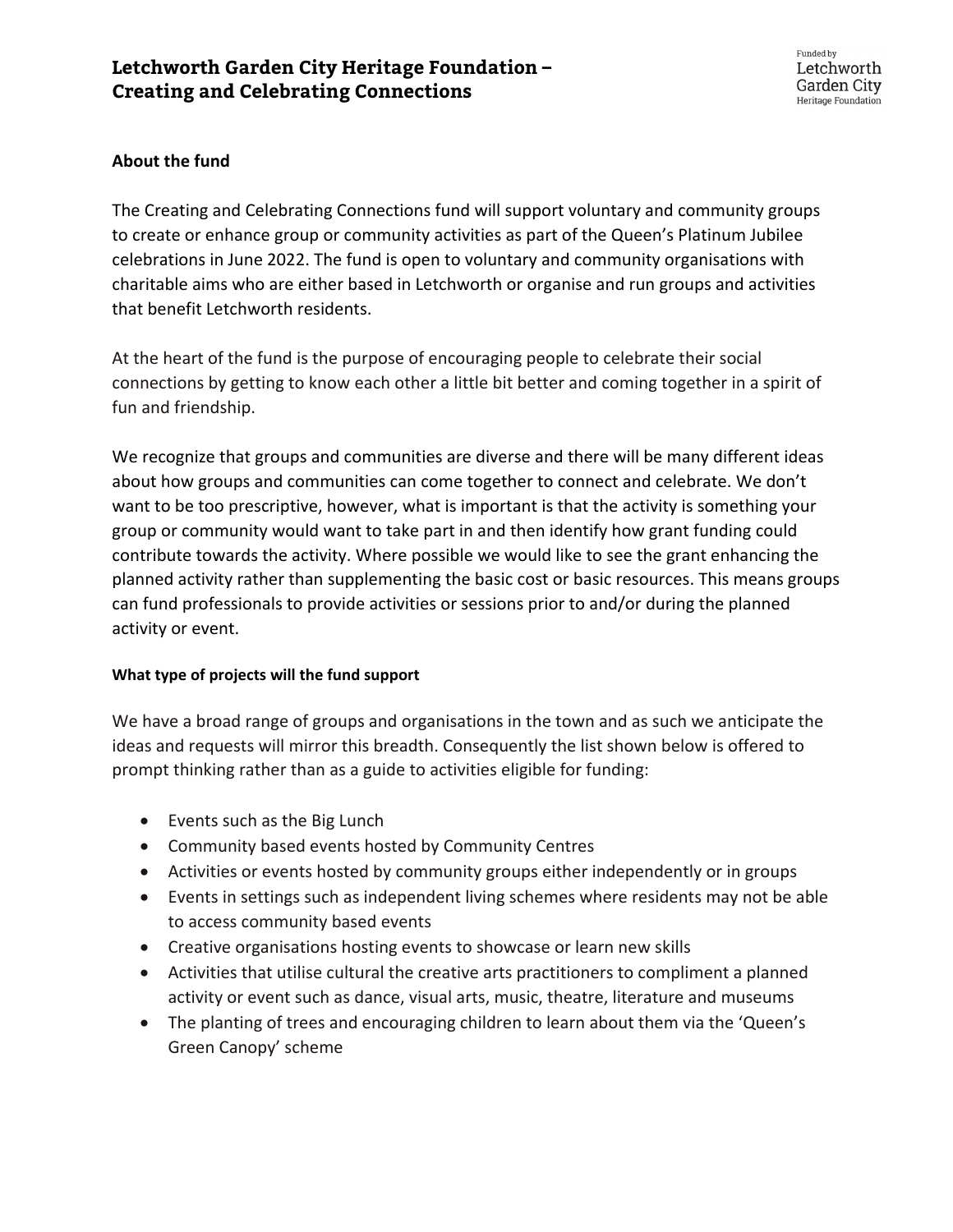# Letchworth Garden City Heritage Foundation – Creating and Celebrating Connections

Funded by Letchworth Garden City Heritage Foundation

**About the fund**

The Creating and Celebrating Connections fund will support voluntary and community groups to create or enhance group or community activities as part of the Queen's Platinum Jubilee celebrations in June 2022. The fund is open to voluntary and community organisations with charitable aims who are either based in Letchworth or organise and run groups and activities that benefit Letchworth residents.

At the heart of the fund is the purpose of encouraging people to celebrate their social connections by getting to know each other a little bit better and coming together in a spirit of fun and friendship.

We recognize that groups and communities are diverse and there will be many different ideas about how groups and communities can come together to connect and celebrate. We don't want to be too prescriptive, however, what is important is that the activity is something your group or community would want to take part in and then identify how grant funding could contribute towards the activity. Where possible we would like to see the grant enhancing the planned activity rather than supplementing the basic cost or basic resources. This means groups can fund professionals to provide activities or sessions prior to and/or during the planned activity or event.

**What type of projects will the fund support**

We have a broad range of groups and organisations in the town and as such we anticipate the ideas and requests will mirror this breadth. Consequently the list shown below is offered to prompt thinking rather than as a guide to activities eligible for funding:

- Events such as the Big Lunch
- Community based events hosted by Community Centres
- Activities or events hosted by community groups either independently or in groups
- Events in settings such as independent living schemes where residents may not be able to access community based events
- Creative organisations hosting events to showcase or learn new skills
- Activities that utilise cultural the creative arts practitioners to compliment a planned activity or event such as dance, visual arts, music, theatre, literature and museums
- The planting of trees and encouraging children to learn about them via the 'Queen's Green Canopy' scheme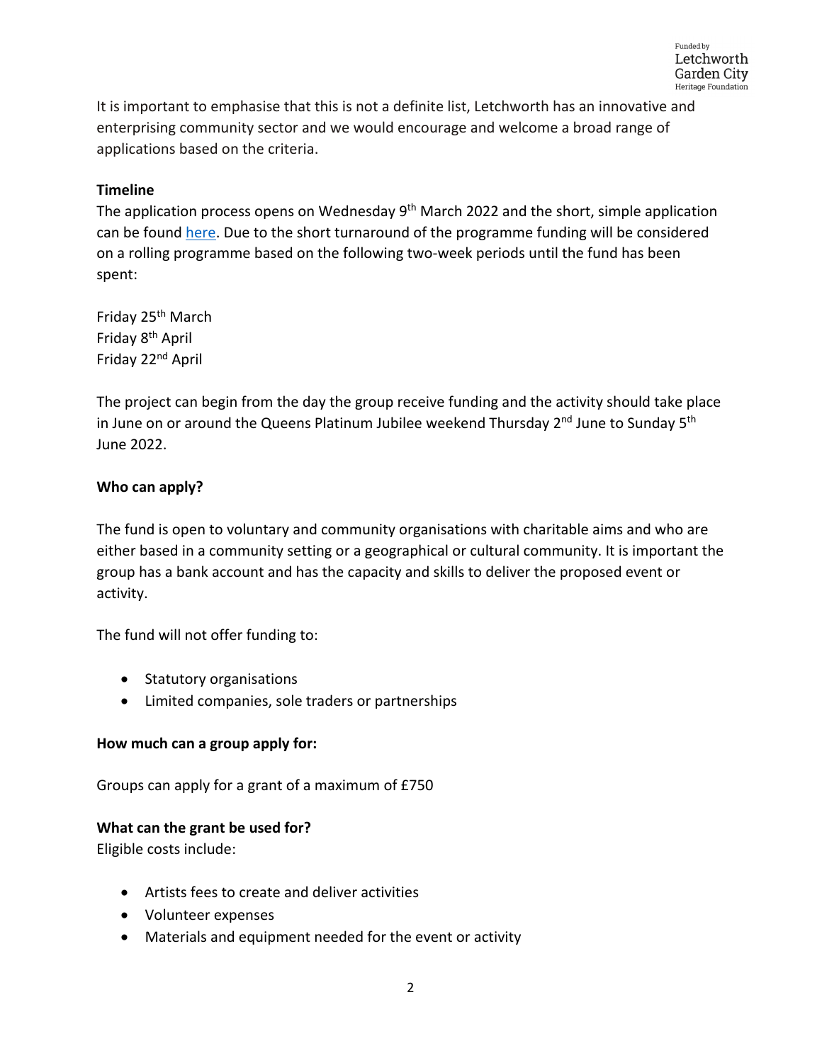It is important to emphasise that this is not a definite list, Letchworth has an innovative and enterprising community sector and we would encourage and welcome a broad range of applications based on the criteria.

**Timeline**

The application process opens on Wednesday 9th March 2022 and the short, simple application can be found [here](). Due to the short turnaround of the programme funding will be considered on a rolling programme based on the following two-week periods until the fund has been spent:

Friday 25th March
Friday 8th April
Friday 22nd April

The project can begin from the day the group receive funding and the activity should take place in June on or around the Queens Platinum Jubilee weekend Thursday 2nd June to Sunday 5th June 2022.

**Who can apply?**

The fund is open to voluntary and community organisations with charitable aims and who are either based in a community setting or a geographical or cultural community. It is important the group has a bank account and has the capacity and skills to deliver the proposed event or activity.

The fund will not offer funding to:

- Statutory organisations
- Limited companies, sole traders or partnerships

**How much can a group apply for:**

Groups can apply for a grant of a maximum of £750

**What can the grant be used for?**

Eligible costs include:

- Artists fees to create and deliver activities
- Volunteer expenses
- Materials and equipment needed for the event or activity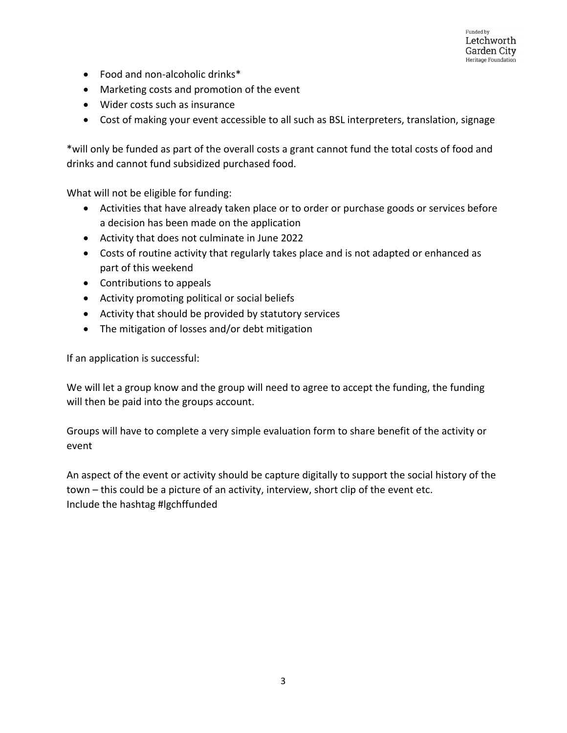- Food and non-alcoholic drinks*
- Marketing costs and promotion of the event
- Wider costs such as insurance
- Cost of making your event accessible to all such as BSL interpreters, translation, signage

*will only be funded as part of the overall costs a grant cannot fund the total costs of food and drinks and cannot fund subsidized purchased food.

What will not be eligible for funding:

- Activities that have already taken place or to order or purchase goods or services before a decision has been made on the application
- Activity that does not culminate in June 2022
- Costs of routine activity that regularly takes place and is not adapted or enhanced as part of this weekend
- Contributions to appeals
- Activity promoting political or social beliefs
- Activity that should be provided by statutory services
- The mitigation of losses and/or debt mitigation

If an application is successful:

We will let a group know and the group will need to agree to accept the funding, the funding will then be paid into the groups account.

Groups will have to complete a very simple evaluation form to share benefit of the activity or event

An aspect of the event or activity should be capture digitally to support the social history of the town – this could be a picture of an activity, interview, short clip of the event etc.
Include the hashtag #lgchffunded